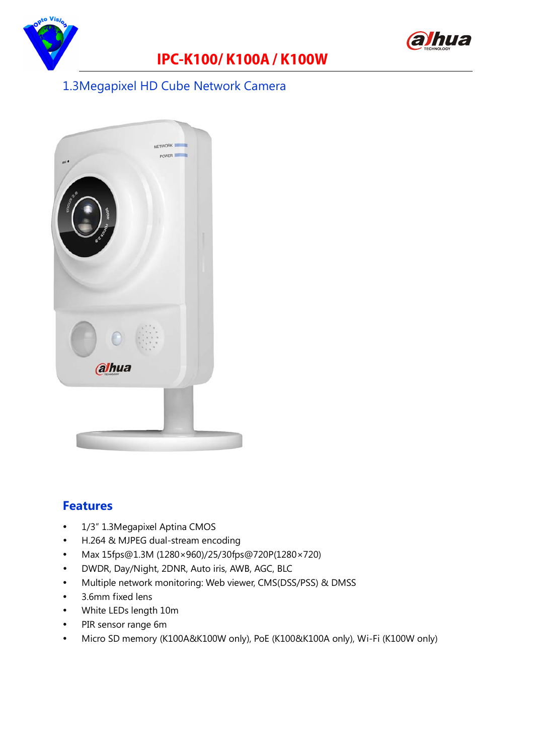# IPC-K100/ K100A / K100W

## 1.3Megapixel HD Cube Network Camera

## Features

- 1/3" 1.3Megapixel Aptina CMOS
- H.264 & MJPEG dual-stream encoding
- Max 15fps@1.3M (1280×960)/25/30fps@720P(1280×720)
- DWDR, Day/Night, 2DNR, Auto iris, AWB, AGC, BLC
- Multiple network monitoring: Web viewer, CMS(DSS/PSS) & DMSS
- 3.6mm fixed lens
- White LEDs length 10m
- PIR sensor range 6m
- Micro SD memory (K100A&K100W only), PoE (K100&K100A only), Wi-Fi (K100W only)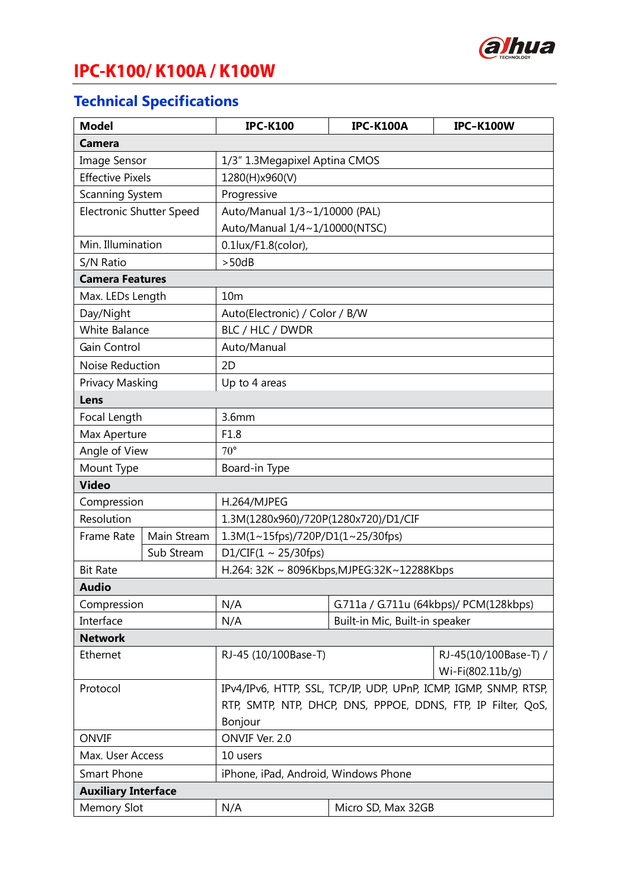# IPC-K100/ K100A / K100W

## Technical Specifications

| Model | | IPC-K100 | IPC-K100A | IPC-K100W |
|---|---|---|---|---|
| **Camera** | | | | |
| Image Sensor | | 1/3" 1.3Megapixel Aptina CMOS | | |
| Effective Pixels | | 1280(H)x960(V) | | |
| Scanning System | | Progressive | | |
| Electronic Shutter Speed | | Auto/Manual 1/3~1/10000 (PAL)<br>Auto/Manual 1/4~1/10000(NTSC) | | |
| Min. Illumination | | 0.1lux/F1.8(color), | | |
| S/N Ratio | | >50dB | | |
| **Camera Features** | | | | |
| Max. LEDs Length | | 10m | | |
| Day/Night | | Auto(Electronic) / Color / B/W | | |
| White Balance | | BLC / HLC / DWDR | | |
| Gain Control | | Auto/Manual | | |
| Noise Reduction | | 2D | | |
| Privacy Masking | | Up to 4 areas | | |
| **Lens** | | | | |
| Focal Length | | 3.6mm | | |
| Max Aperture | | F1.8 | | |
| Angle of View | | 70° | | |
| Mount Type | | Board-in Type | | |
| **Video** | | | | |
| Compression | | H.264/MJPEG | | |
| Resolution | | 1.3M(1280x960)/720P(1280x720)/D1/CIF | | |
| Frame Rate | Main Stream | 1.3M(1~15fps)/720P/D1(1~25/30fps) | | |
| | Sub Stream | D1/CIF(1 ~ 25/30fps) | | |
| Bit Rate | | H.264: 32K ~ 8096Kbps,MJPEG:32K~12288Kbps | | |
| **Audio** | | | | |
| Compression | | N/A | G.711a / G.711u (64kbps)/ PCM(128kbps) | |
| Interface | | N/A | Built-in Mic, Built-in speaker | |
| **Network** | | | | |
| Ethernet | | RJ-45 (10/100Base-T) | | RJ-45(10/100Base-T) / Wi-Fi(802.11b/g) |
| Protocol | | IPv4/IPv6, HTTP, SSL, TCP/IP, UDP, UPnP, ICMP, IGMP, SNMP, RTSP, RTP, SMTP, NTP, DHCP, DNS, PPPOE, DDNS, FTP, IP Filter, QoS, Bonjour | | |
| ONVIF | | ONVIF Ver. 2.0 | | |
| Max. User Access | | 10 users | | |
| Smart Phone | | iPhone, iPad, Android, Windows Phone | | |
| **Auxiliary Interface** | | | | |
| Memory Slot | | N/A | Micro SD, Max 32GB | |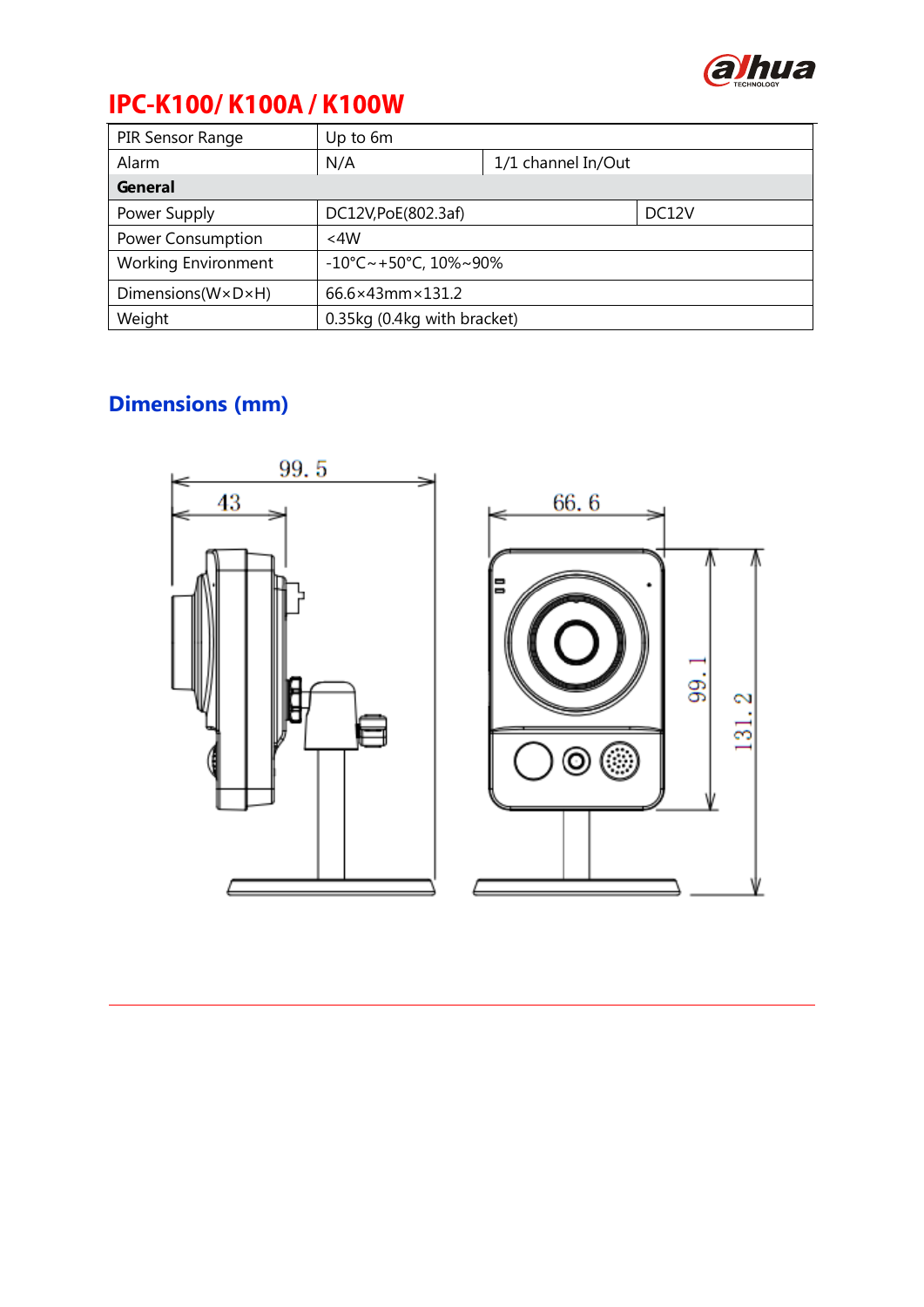# IPC-K100/ K100A / K100W

| | | | |
|---|---|---|---|
| PIR Sensor Range | Up to 6m | | |
| Alarm | N/A | 1/1 channel In/Out | |
| **General** | | | |
| Power Supply | DC12V,PoE(802.3af) | | DC12V |
| Power Consumption | <4W | | |
| Working Environment | -10°C~+50°C, 10%~90% | | |
| Dimensions(W×D×H) | 66.6×43mm×131.2 | | |
| Weight | 0.35kg (0.4kg with bracket) | | |

## Dimensions (mm)

99.5

43

66.6

99.1

131.2